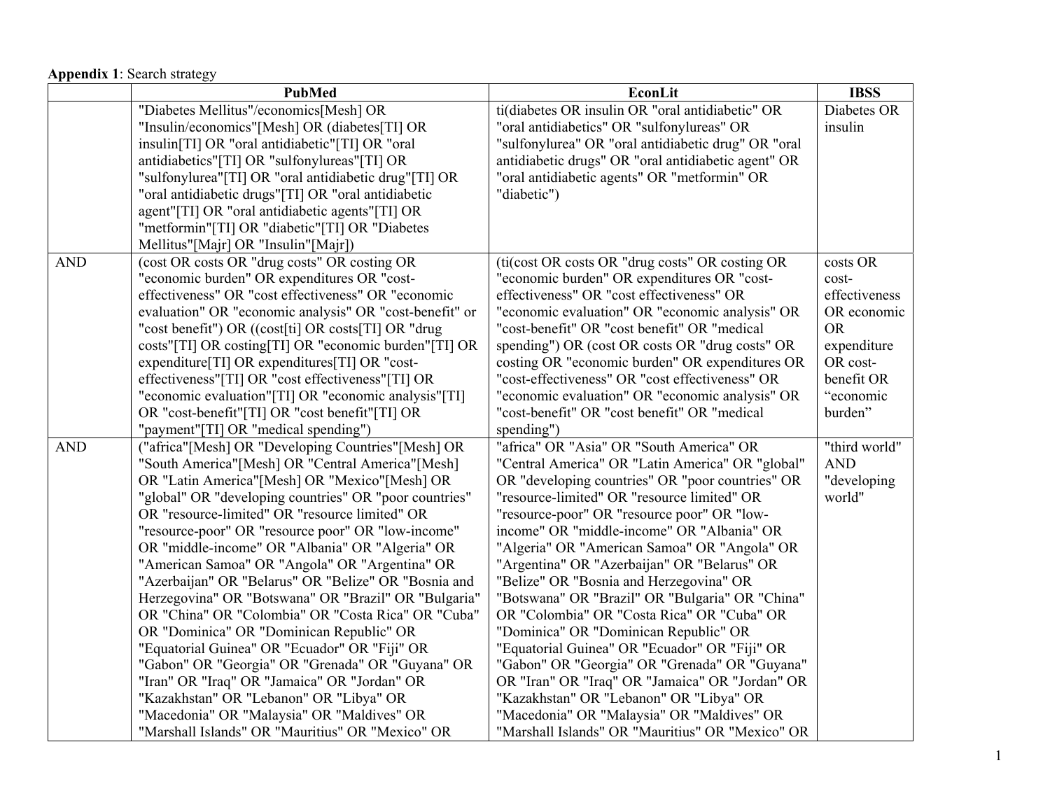**Appendix 1**: Search strategy

| | PubMed | EconLit | IBSS |
|---|---|---|---|
| | "Diabetes Mellitus"/economics[Mesh] OR "Insulin/economics"[Mesh] OR (diabetes[TI] OR insulin[TI] OR "oral antidiabetic"[TI] OR "oral antidiabetics"[TI] OR "sulfonylureas"[TI] OR "sulfonylurea"[TI] OR "oral antidiabetic drug"[TI] OR "oral antidiabetic drugs"[TI] OR "oral antidiabetic agent"[TI] OR "oral antidiabetic agents"[TI] OR "metformin"[TI] OR "diabetic"[TI] OR "Diabetes Mellitus"[Majr] OR "Insulin"[Majr]) | ti(diabetes OR insulin OR "oral antidiabetic" OR "oral antidiabetics" OR "sulfonylureas" OR "sulfonylurea" OR "oral antidiabetic drug" OR "oral antidiabetic drugs" OR "oral antidiabetic agent" OR "oral antidiabetic agents" OR "metformin" OR "diabetic") | Diabetes OR insulin |
| AND | (cost OR costs OR "drug costs" OR costing OR "economic burden" OR expenditures OR "cost-effectiveness" OR "cost effectiveness" OR "economic evaluation" OR "economic analysis" OR "cost-benefit" or "cost benefit") OR ((cost[ti] OR costs[TI] OR "drug costs"[TI] OR costing[TI] OR "economic burden"[TI] OR expenditure[TI] OR expenditures[TI] OR "cost-effectiveness"[TI] OR "cost effectiveness"[TI] OR "economic evaluation"[TI] OR "economic analysis"[TI] OR "cost-benefit"[TI] OR "cost benefit"[TI] OR "payment"[TI] OR "medical spending") | (ti(cost OR costs OR "drug costs" OR costing OR "economic burden" OR expenditures OR "cost-effectiveness" OR "cost effectiveness" OR "economic evaluation" OR "economic analysis" OR "cost-benefit" OR "cost benefit" OR "medical spending") OR (cost OR costs OR "drug costs" OR costing OR "economic burden" OR expenditures OR "cost-effectiveness" OR "cost effectiveness" OR "economic evaluation" OR "economic analysis" OR "cost-benefit" OR "cost benefit" OR "medical spending") | costs OR cost-effectiveness OR economic OR expenditure OR cost-benefit OR "economic burden" |
| AND | ("africa"[Mesh] OR "Developing Countries"[Mesh] OR "South America"[Mesh] OR "Central America"[Mesh] OR "Latin America"[Mesh] OR "Mexico"[Mesh] OR "global" OR "developing countries" OR "poor countries" OR "resource-limited" OR "resource limited" OR "resource-poor" OR "resource poor" OR "low-income" OR "middle-income" OR "Albania" OR "Algeria" OR "American Samoa" OR "Angola" OR "Argentina" OR "Azerbaijan" OR "Belarus" OR "Belize" OR "Bosnia and Herzegovina" OR "Botswana" OR "Brazil" OR "Bulgaria" OR "China" OR "Colombia" OR "Costa Rica" OR "Cuba" OR "Dominica" OR "Dominican Republic" OR "Equatorial Guinea" OR "Ecuador" OR "Fiji" OR "Gabon" OR "Georgia" OR "Grenada" OR "Guyana" OR "Iran" OR "Iraq" OR "Jamaica" OR "Jordan" OR "Kazakhstan" OR "Lebanon" OR "Libya" OR "Macedonia" OR "Malaysia" OR "Maldives" OR "Marshall Islands" OR "Mauritius" OR "Mexico" OR | "africa" OR "Asia" OR "South America" OR "Central America" OR "Latin America" OR "global" OR "developing countries" OR "poor countries" OR "resource-limited" OR "resource limited" OR "resource-poor" OR "resource poor" OR "low-income" OR "middle-income" OR "Albania" OR "Algeria" OR "American Samoa" OR "Angola" OR "Argentina" OR "Azerbaijan" OR "Belarus" OR "Belize" OR "Bosnia and Herzegovina" OR "Botswana" OR "Brazil" OR "Bulgaria" OR "China" OR "Colombia" OR "Costa Rica" OR "Cuba" OR "Dominica" OR "Dominican Republic" OR "Equatorial Guinea" OR "Ecuador" OR "Fiji" OR "Gabon" OR "Georgia" OR "Grenada" OR "Guyana" OR "Iran" OR "Iraq" OR "Jamaica" OR "Jordan" OR "Kazakhstan" OR "Lebanon" OR "Libya" OR "Macedonia" OR "Malaysia" OR "Maldives" OR "Marshall Islands" OR "Mauritius" OR "Mexico" OR | "third world" AND "developing world" |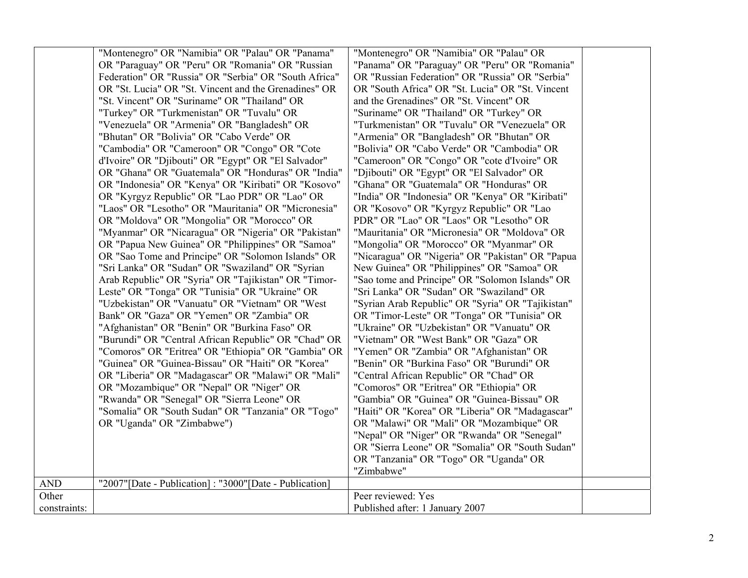| | | | |
|---|---|---|---|
| | "Montenegro" OR "Namibia" OR "Palau" OR "Panama" OR "Paraguay" OR "Peru" OR "Romania" OR "Russian Federation" OR "Russia" OR "Serbia" OR "South Africa" OR "St. Lucia" OR "St. Vincent and the Grenadines" OR "St. Vincent" OR "Suriname" OR "Thailand" OR "Turkey" OR "Turkmenistan" OR "Tuvalu" OR "Venezuela" OR "Armenia" OR "Bangladesh" OR "Bhutan" OR "Bolivia" OR "Cabo Verde" OR "Cambodia" OR "Cameroon" OR "Congo" OR "Cote d'Ivoire" OR "Djibouti" OR "Egypt" OR "El Salvador" OR "Ghana" OR "Guatemala" OR "Honduras" OR "India" OR "Indonesia" OR "Kenya" OR "Kiribati" OR "Kosovo" OR "Kyrgyz Republic" OR "Lao PDR" OR "Lao" OR "Laos" OR "Lesotho" OR "Mauritania" OR "Micronesia" OR "Moldova" OR "Mongolia" OR "Morocco" OR "Myanmar" OR "Nicaragua" OR "Nigeria" OR "Pakistan" OR "Papua New Guinea" OR "Philippines" OR "Samoa" OR "Sao Tome and Principe" OR "Solomon Islands" OR "Sri Lanka" OR "Sudan" OR "Swaziland" OR "Syrian Arab Republic" OR "Syria" OR "Tajikistan" OR "Timor-Leste" OR "Tonga" OR "Tunisia" OR "Ukraine" OR "Uzbekistan" OR "Vanuatu" OR "Vietnam" OR "West Bank" OR "Gaza" OR "Yemen" OR "Zambia" OR "Afghanistan" OR "Benin" OR "Burkina Faso" OR "Burundi" OR "Central African Republic" OR "Chad" OR "Comoros" OR "Eritrea" OR "Ethiopia" OR "Gambia" OR "Guinea" OR "Guinea-Bissau" OR "Haiti" OR "Korea" OR "Liberia" OR "Madagascar" OR "Malawi" OR "Mali" OR "Mozambique" OR "Nepal" OR "Niger" OR "Rwanda" OR "Senegal" OR "Sierra Leone" OR "Somalia" OR "South Sudan" OR "Tanzania" OR "Togo" OR "Uganda" OR "Zimbabwe") | "Montenegro" OR "Namibia" OR "Palau" OR "Panama" OR "Paraguay" OR "Peru" OR "Romania" OR "Russian Federation" OR "Russia" OR "Serbia" OR "South Africa" OR "St. Lucia" OR "St. Vincent and the Grenadines" OR "St. Vincent" OR "Suriname" OR "Thailand" OR "Turkey" OR "Turkmenistan" OR "Tuvalu" OR "Venezuela" OR "Armenia" OR "Bangladesh" OR "Bhutan" OR "Bolivia" OR "Cabo Verde" OR "Cambodia" OR "Cameroon" OR "Congo" OR "cote d'Ivoire" OR "Djibouti" OR "Egypt" OR "El Salvador" OR "Ghana" OR "Guatemala" OR "Honduras" OR "India" OR "Indonesia" OR "Kenya" OR "Kiribati" OR "Kosovo" OR "Kyrgyz Republic" OR "Lao PDR" OR "Lao" OR "Laos" OR "Lesotho" OR "Mauritania" OR "Micronesia" OR "Moldova" OR "Mongolia" OR "Morocco" OR "Myanmar" OR "Nicaragua" OR "Nigeria" OR "Pakistan" OR "Papua New Guinea" OR "Philippines" OR "Samoa" OR "Sao tome and Principe" OR "Solomon Islands" OR "Sri Lanka" OR "Sudan" OR "Swaziland" OR "Syrian Arab Republic" OR "Syria" OR "Tajikistan" OR "Timor-Leste" OR "Tonga" OR "Tunisia" OR "Ukraine" OR "Uzbekistan" OR "Vanuatu" OR "Vietnam" OR "West Bank" OR "Gaza" OR "Yemen" OR "Zambia" OR "Afghanistan" OR "Benin" OR "Burkina Faso" OR "Burundi" OR "Central African Republic" OR "Chad" OR "Comoros" OR "Eritrea" OR "Ethiopia" OR "Gambia" OR "Guinea" OR "Guinea-Bissau" OR "Haiti" OR "Korea" OR "Liberia" OR "Madagascar" OR "Malawi" OR "Mali" OR "Mozambique" OR "Nepal" OR "Niger" OR "Rwanda" OR "Senegal" OR "Sierra Leone" OR "Somalia" OR "South Sudan" OR "Tanzania" OR "Togo" OR "Uganda" OR "Zimbabwe" | |
| AND | "2007"[Date - Publication] : "3000"[Date - Publication] | | |
| Other constraints: | | Peer reviewed: Yes<br>Published after: 1 January 2007 | |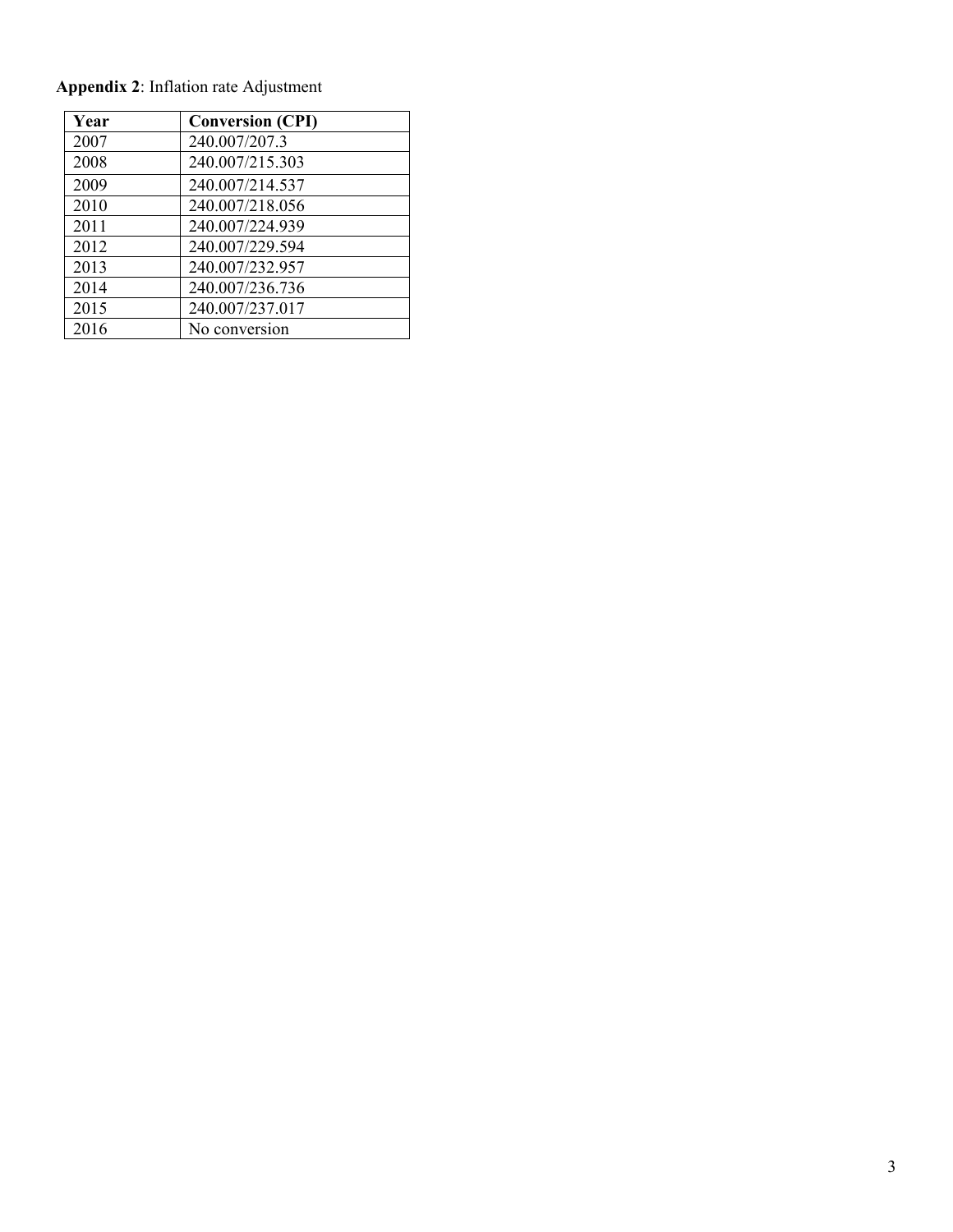**Appendix 2**: Inflation rate Adjustment

| Year | Conversion (CPI) |
|---|---|
| 2007 | 240.007/207.3 |
| 2008 | 240.007/215.303 |
| 2009 | 240.007/214.537 |
| 2010 | 240.007/218.056 |
| 2011 | 240.007/224.939 |
| 2012 | 240.007/229.594 |
| 2013 | 240.007/232.957 |
| 2014 | 240.007/236.736 |
| 2015 | 240.007/237.017 |
| 2016 | No conversion |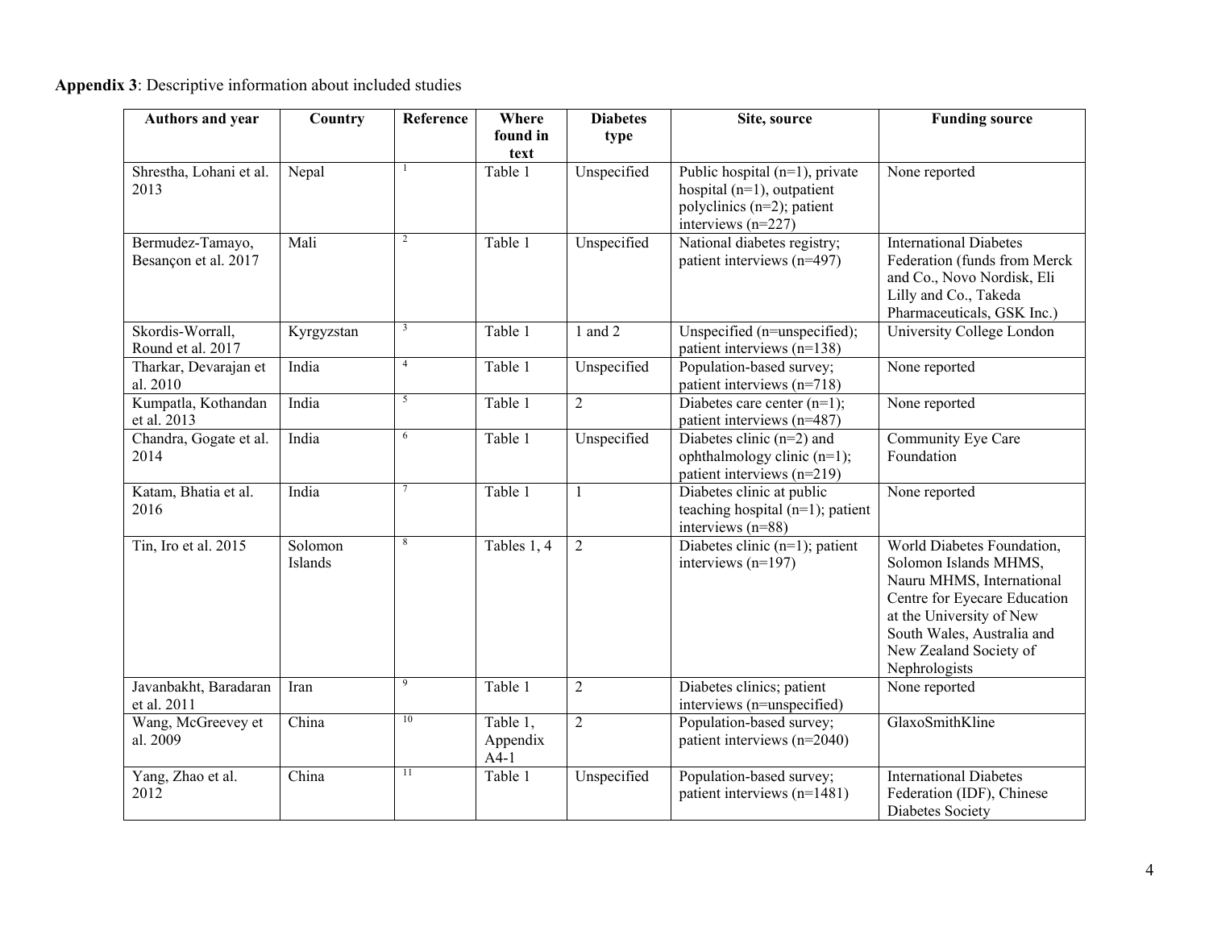**Appendix 3**: Descriptive information about included studies

| Authors and year | Country | Reference | Where found in text | Diabetes type | Site, source | Funding source |
|---|---|---|---|---|---|---|
| Shrestha, Lohani et al. 2013 | Nepal | [1] | Table 1 | Unspecified | Public hospital (n=1), private hospital (n=1), outpatient polyclinics (n=2); patient interviews (n=227) | None reported |
| Bermudez-Tamayo, Besançon et al. 2017 | Mali | [2] | Table 1 | Unspecified | National diabetes registry; patient interviews (n=497) | International Diabetes Federation (funds from Merck and Co., Novo Nordisk, Eli Lilly and Co., Takeda Pharmaceuticals, GSK Inc.) |
| Skordis-Worrall, Round et al. 2017 | Kyrgyzstan | [3] | Table 1 | 1 and 2 | Unspecified (n=unspecified); patient interviews (n=138) | University College London |
| Tharkar, Devarajan et al. 2010 | India | [4] | Table 1 | Unspecified | Population-based survey; patient interviews (n=718) | None reported |
| Kumpatla, Kothandan et al. 2013 | India | [5] | Table 1 | 2 | Diabetes care center (n=1); patient interviews (n=487) | None reported |
| Chandra, Gogate et al. 2014 | India | [6] | Table 1 | Unspecified | Diabetes clinic (n=2) and ophthalmology clinic (n=1); patient interviews (n=219) | Community Eye Care Foundation |
| Katam, Bhatia et al. 2016 | India | [7] | Table 1 | 1 | Diabetes clinic at public teaching hospital (n=1); patient interviews (n=88) | None reported |
| Tin, Iro et al. 2015 | Solomon Islands | [8] | Tables 1, 4 | 2 | Diabetes clinic (n=1); patient interviews (n=197) | World Diabetes Foundation, Solomon Islands MHMS, Nauru MHMS, International Centre for Eyecare Education at the University of New South Wales, Australia and New Zealand Society of Nephrologists |
| Javanbakht, Baradaran et al. 2011 | Iran | [9] | Table 1 | 2 | Diabetes clinics; patient interviews (n=unspecified) | None reported |
| Wang, McGreevey et al. 2009 | China | [10] | Table 1, Appendix A4-1 | 2 | Population-based survey; patient interviews (n=2040) | GlaxoSmithKline |
| Yang, Zhao et al. 2012 | China | [11] | Table 1 | Unspecified | Population-based survey; patient interviews (n=1481) | International Diabetes Federation (IDF), Chinese Diabetes Society |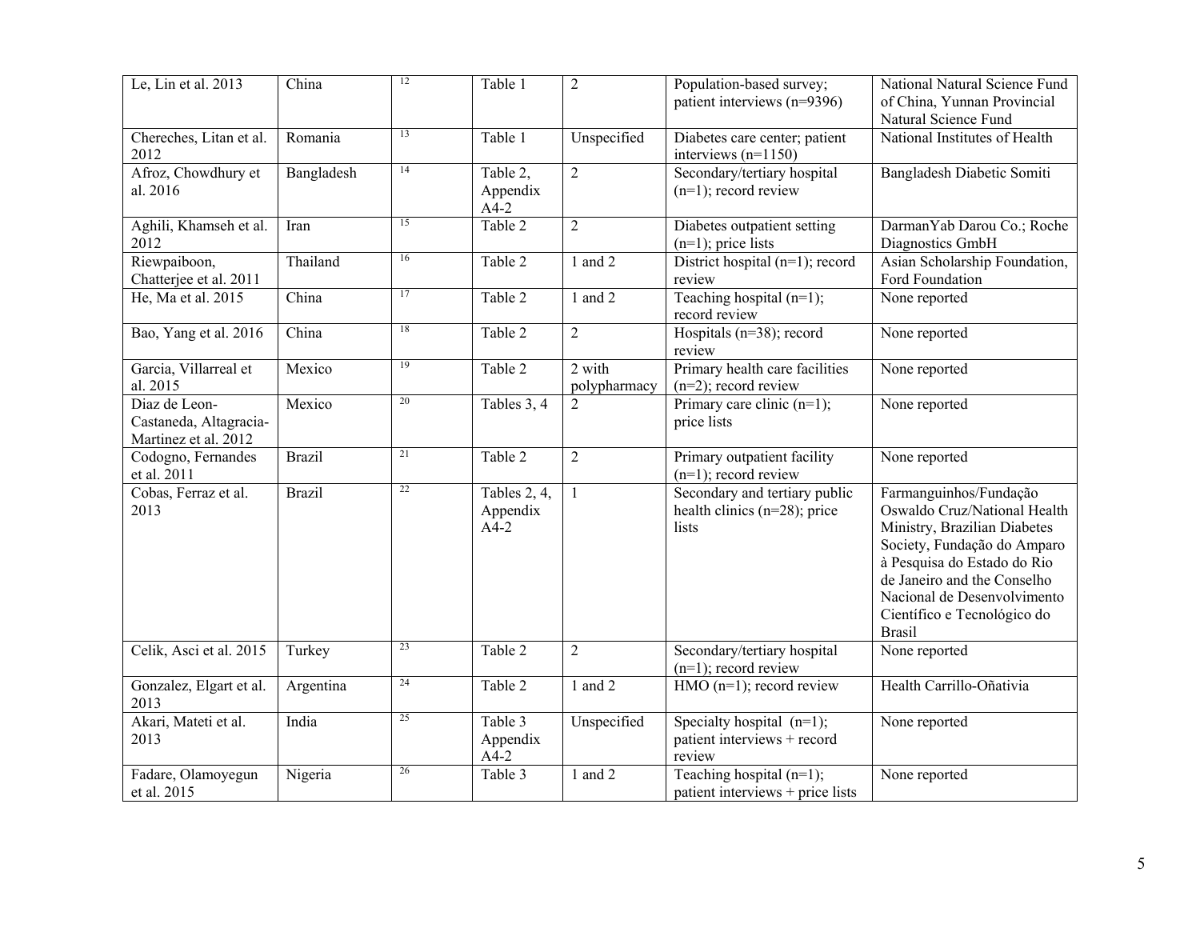| Le, Lin et al. 2013 | China | [12] | Table 1 | 2 | Population-based survey; patient interviews (n=9396) | National Natural Science Fund of China, Yunnan Provincial Natural Science Fund |
|---|---|---|---|---|---|---|
| Chereches, Litan et al. 2012 | Romania | [13] | Table 1 | Unspecified | Diabetes care center; patient interviews (n=1150) | National Institutes of Health |
| Afroz, Chowdhury et al. 2016 | Bangladesh | [14] | Table 2, Appendix A4-2 | 2 | Secondary/tertiary hospital (n=1); record review | Bangladesh Diabetic Somiti |
| Aghili, Khamseh et al. 2012 | Iran | [15] | Table 2 | 2 | Diabetes outpatient setting (n=1); price lists | DarmanYab Darou Co.; Roche Diagnostics GmbH |
| Riewpaiboon, Chatterjee et al. 2011 | Thailand | [16] | Table 2 | 1 and 2 | District hospital (n=1); record review | Asian Scholarship Foundation, Ford Foundation |
| He, Ma et al. 2015 | China | [17] | Table 2 | 1 and 2 | Teaching hospital (n=1); record review | None reported |
| Bao, Yang et al. 2016 | China | [18] | Table 2 | 2 | Hospitals (n=38); record review | None reported |
| Garcia, Villarreal et al. 2015 | Mexico | [19] | Table 2 | 2 with polypharmacy | Primary health care facilities (n=2); record review | None reported |
| Diaz de Leon-Castaneda, Altagracia-Martinez et al. 2012 | Mexico | [20] | Tables 3, 4 | 2 | Primary care clinic (n=1); price lists | None reported |
| Codogno, Fernandes et al. 2011 | Brazil | [21] | Table 2 | 2 | Primary outpatient facility (n=1); record review | None reported |
| Cobas, Ferraz et al. 2013 | Brazil | [22] | Tables 2, 4, Appendix A4-2 | 1 | Secondary and tertiary public health clinics (n=28); price lists | Farmanguinhos/Fundação Oswaldo Cruz/National Health Ministry, Brazilian Diabetes Society, Fundação do Amparo à Pesquisa do Estado do Rio de Janeiro and the Conselho Nacional de Desenvolvimento Científico e Tecnológico do Brasil |
| Celik, Asci et al. 2015 | Turkey | [23] | Table 2 | 2 | Secondary/tertiary hospital (n=1); record review | None reported |
| Gonzalez, Elgart et al. 2013 | Argentina | [24] | Table 2 | 1 and 2 | HMO (n=1); record review | Health Carrillo-Oñativia |
| Akari, Mateti et al. 2013 | India | [25] | Table 3 Appendix A4-2 | Unspecified | Specialty hospital (n=1); patient interviews + record review | None reported |
| Fadare, Olamoyegun et al. 2015 | Nigeria | [26] | Table 3 | 1 and 2 | Teaching hospital (n=1); patient interviews + price lists | None reported |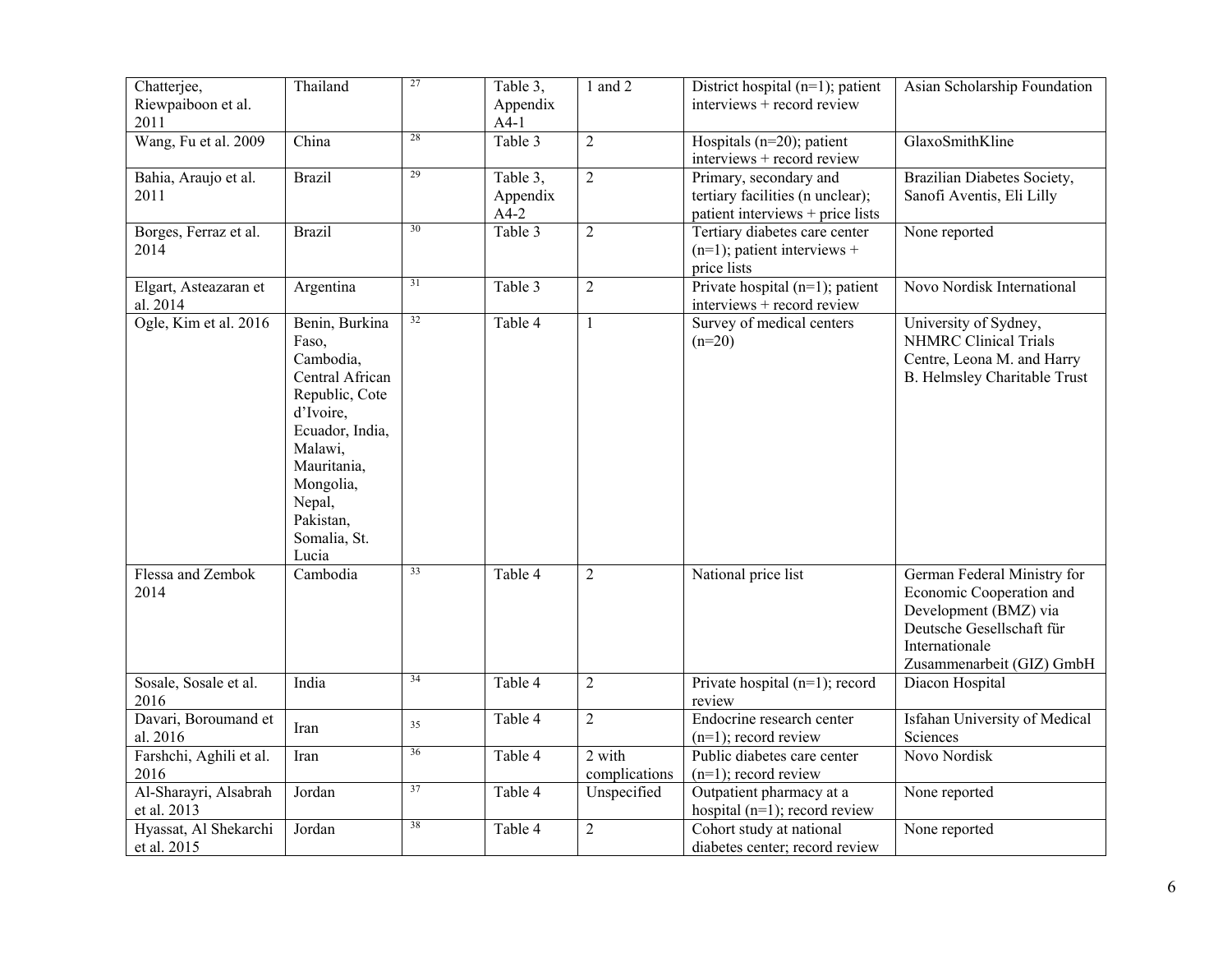| Chatterjee, Riewpaiboon et al. 2011 | Thailand | 27 | Table 3, Appendix A4-1 | 1 and 2 | District hospital (n=1); patient interviews + record review | Asian Scholarship Foundation |
|---|---|---|---|---|---|---|
| Wang, Fu et al. 2009 | China | 28 | Table 3 | 2 | Hospitals (n=20); patient interviews + record review | GlaxoSmithKline |
| Bahia, Araujo et al. 2011 | Brazil | 29 | Table 3, Appendix A4-2 | 2 | Primary, secondary and tertiary facilities (n unclear); patient interviews + price lists | Brazilian Diabetes Society, Sanofi Aventis, Eli Lilly |
| Borges, Ferraz et al. 2014 | Brazil | 30 | Table 3 | 2 | Tertiary diabetes care center (n=1); patient interviews + price lists | None reported |
| Elgart, Asteazaran et al. 2014 | Argentina | 31 | Table 3 | 2 | Private hospital (n=1); patient interviews + record review | Novo Nordisk International |
| Ogle, Kim et al. 2016 | Benin, Burkina Faso, Cambodia, Central African Republic, Cote d'Ivoire, Ecuador, India, Malawi, Mauritania, Mongolia, Nepal, Pakistan, Somalia, St. Lucia | 32 | Table 4 | 1 | Survey of medical centers (n=20) | University of Sydney, NHMRC Clinical Trials Centre, Leona M. and Harry B. Helmsley Charitable Trust |
| Flessa and Zembok 2014 | Cambodia | 33 | Table 4 | 2 | National price list | German Federal Ministry for Economic Cooperation and Development (BMZ) via Deutsche Gesellschaft für Internationale Zusammenarbeit (GIZ) GmbH |
| Sosale, Sosale et al. 2016 | India | 34 | Table 4 | 2 | Private hospital (n=1); record review | Diacon Hospital |
| Davari, Boroumand et al. 2016 | Iran | 35 | Table 4 | 2 | Endocrine research center (n=1); record review | Isfahan University of Medical Sciences |
| Farshchi, Aghili et al. 2016 | Iran | 36 | Table 4 | 2 with complications | Public diabetes care center (n=1); record review | Novo Nordisk |
| Al-Sharayri, Alsabrah et al. 2013 | Jordan | 37 | Table 4 | Unspecified | Outpatient pharmacy at a hospital (n=1); record review | None reported |
| Hyassat, Al Shekarchi et al. 2015 | Jordan | 38 | Table 4 | 2 | Cohort study at national diabetes center; record review | None reported |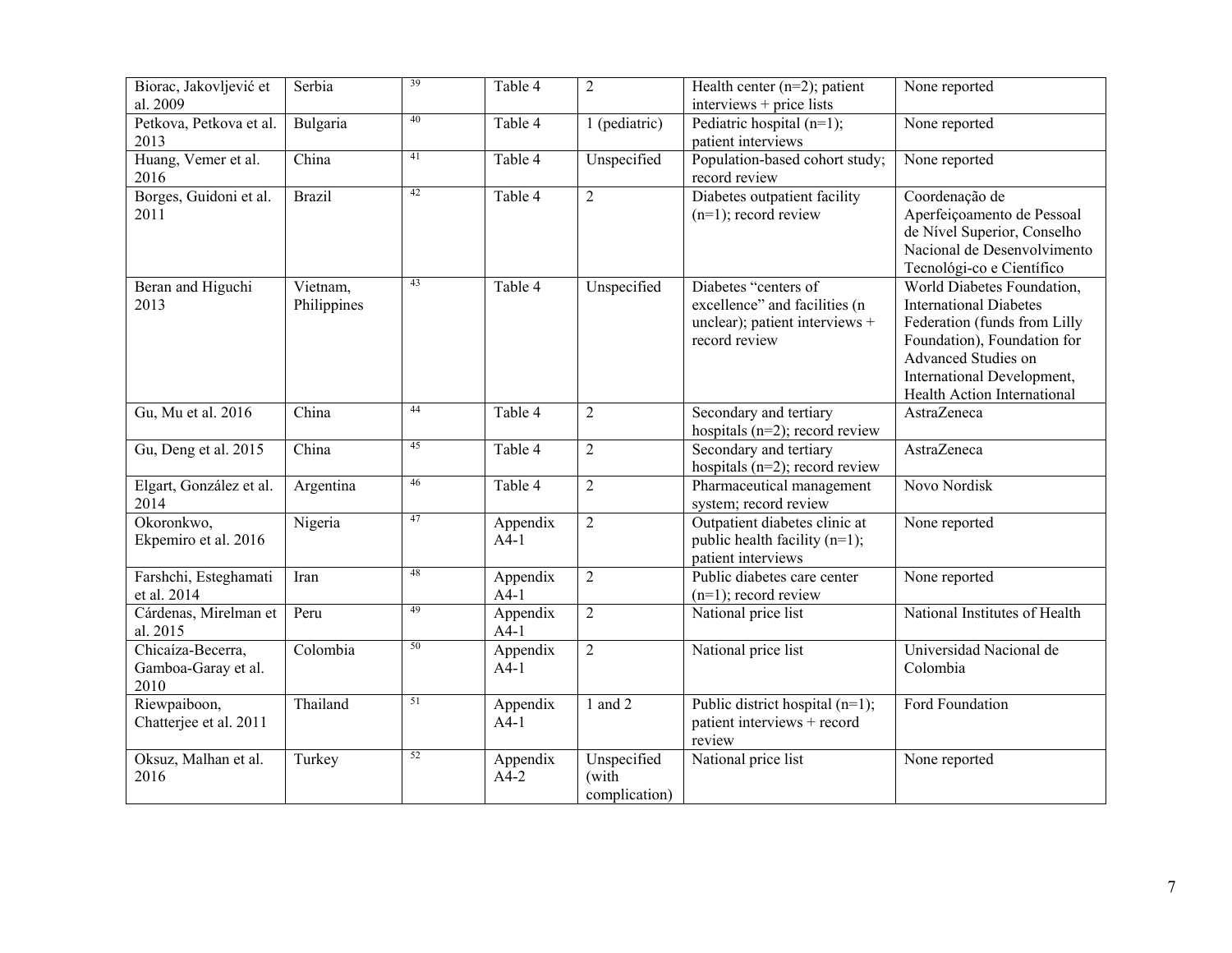| Biorac, Jakovljević et al. 2009 | Serbia | [39] | Table 4 | 2 | Health center (n=2); patient interviews + price lists | None reported |
|---|---|---|---|---|---|---|
| Petkova, Petkova et al. 2013 | Bulgaria | [40] | Table 4 | 1 (pediatric) | Pediatric hospital (n=1); patient interviews | None reported |
| Huang, Vemer et al. 2016 | China | [41] | Table 4 | Unspecified | Population-based cohort study; record review | None reported |
| Borges, Guidoni et al. 2011 | Brazil | [42] | Table 4 | 2 | Diabetes outpatient facility (n=1); record review | Coordenação de Aperfeiçoamento de Pessoal de Nível Superior, Conselho Nacional de Desenvolvimento Tecnológi-co e Científico |
| Beran and Higuchi 2013 | Vietnam, Philippines | [43] | Table 4 | Unspecified | Diabetes "centers of excellence" and facilities (n unclear); patient interviews + record review | World Diabetes Foundation, International Diabetes Federation (funds from Lilly Foundation), Foundation for Advanced Studies on International Development, Health Action International |
| Gu, Mu et al. 2016 | China | [44] | Table 4 | 2 | Secondary and tertiary hospitals (n=2); record review | AstraZeneca |
| Gu, Deng et al. 2015 | China | [45] | Table 4 | 2 | Secondary and tertiary hospitals (n=2); record review | AstraZeneca |
| Elgart, González et al. 2014 | Argentina | [46] | Table 4 | 2 | Pharmaceutical management system; record review | Novo Nordisk |
| Okoronkwo, Ekpemiro et al. 2016 | Nigeria | [47] | Appendix A4-1 | 2 | Outpatient diabetes clinic at public health facility (n=1); patient interviews | None reported |
| Farshchi, Esteghamati et al. 2014 | Iran | [48] | Appendix A4-1 | 2 | Public diabetes care center (n=1); record review | None reported |
| Cárdenas, Mirelman et al. 2015 | Peru | [49] | Appendix A4-1 | 2 | National price list | National Institutes of Health |
| Chicaíza-Becerra, Gamboa-Garay et al. 2010 | Colombia | [50] | Appendix A4-1 | 2 | National price list | Universidad Nacional de Colombia |
| Riewpaiboon, Chatterjee et al. 2011 | Thailand | [51] | Appendix A4-1 | 1 and 2 | Public district hospital (n=1); patient interviews + record review | Ford Foundation |
| Oksuz, Malhan et al. 2016 | Turkey | [52] | Appendix A4-2 | Unspecified (with complication) | National price list | None reported |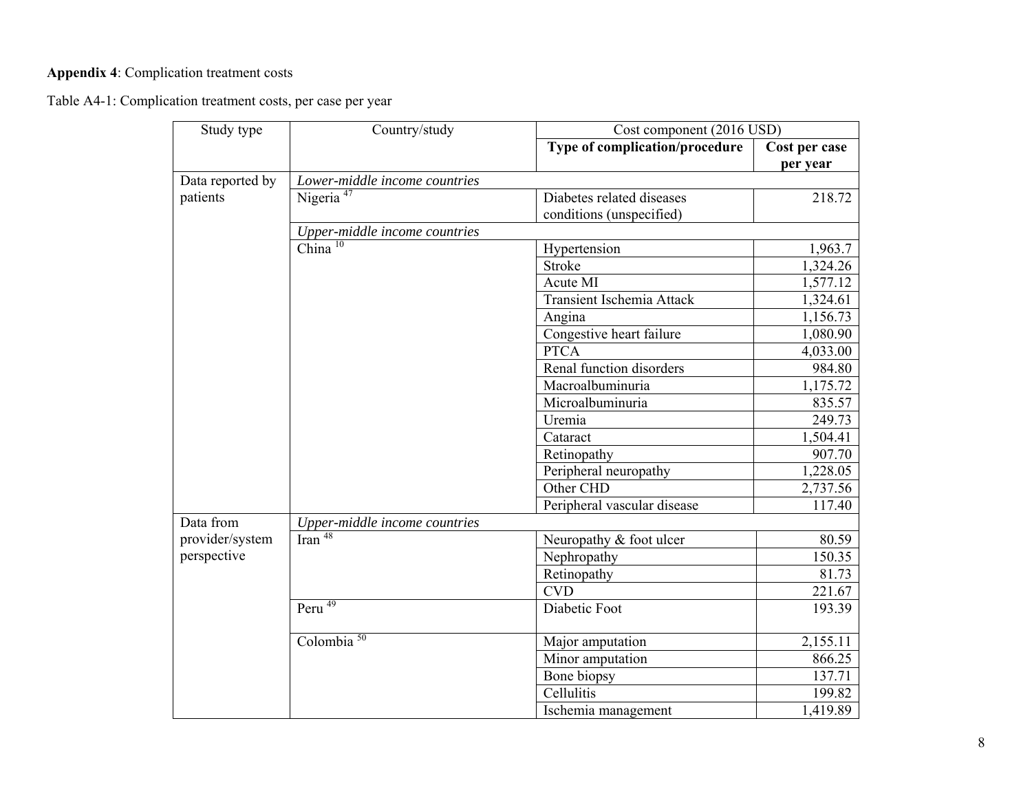**Appendix 4**: Complication treatment costs

Table A4-1: Complication treatment costs, per case per year

| Study type | Country/study | Cost component (2016 USD) | |
|---|---|---|---|
| | | **Type of complication/procedure** | **Cost per case per year** |
| Data reported by patients | *Lower-middle income countries* | | |
| | Nigeria [47] | Diabetes related diseases conditions (unspecified) | 218.72 |
| | *Upper-middle income countries* | | |
| | China [10] | Hypertension | 1,963.7 |
| | | Stroke | 1,324.26 |
| | | Acute MI | 1,577.12 |
| | | Transient Ischemia Attack | 1,324.61 |
| | | Angina | 1,156.73 |
| | | Congestive heart failure | 1,080.90 |
| | | PTCA | 4,033.00 |
| | | Renal function disorders | 984.80 |
| | | Macroalbuminuria | 1,175.72 |
| | | Microalbuminuria | 835.57 |
| | | Uremia | 249.73 |
| | | Cataract | 1,504.41 |
| | | Retinopathy | 907.70 |
| | | Peripheral neuropathy | 1,228.05 |
| | | Other CHD | 2,737.56 |
| | | Peripheral vascular disease | 117.40 |
| Data from provider/system perspective | *Upper-middle income countries* | | |
| | Iran [48] | Neuropathy & foot ulcer | 80.59 |
| | | Nephropathy | 150.35 |
| | | Retinopathy | 81.73 |
| | | CVD | 221.67 |
| | Peru [49] | Diabetic Foot | 193.39 |
| | Colombia [50] | Major amputation | 2,155.11 |
| | | Minor amputation | 866.25 |
| | | Bone biopsy | 137.71 |
| | | Cellulitis | 199.82 |
| | | Ischemia management | 1,419.89 |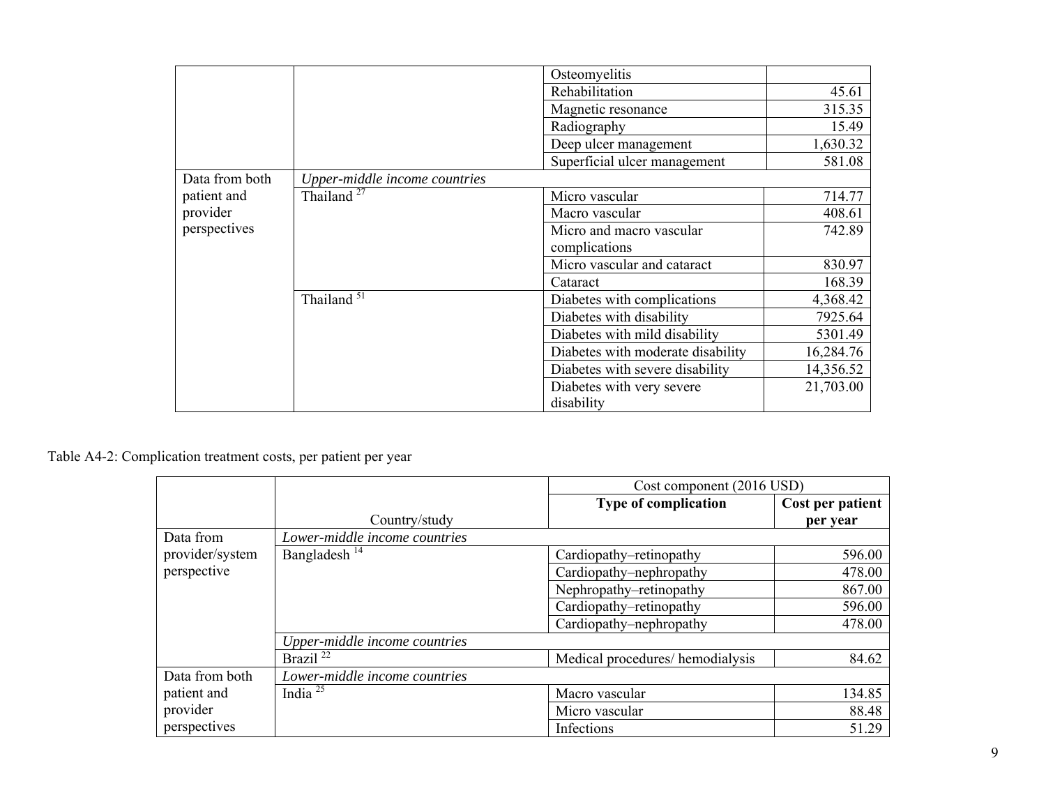| | | | |
|---|---|---|---|
| | | Osteomyelitis | |
| | | Rehabilitation | 45.61 |
| | | Magnetic resonance | 315.35 |
| | | Radiography | 15.49 |
| | | Deep ulcer management | 1,630.32 |
| | | Superficial ulcer management | 581.08 |
| Data from both patient and provider perspectives | *Upper-middle income countries* | | |
| | Thailand [27] | Micro vascular | 714.77 |
| | | Macro vascular | 408.61 |
| | | Micro and macro vascular complications | 742.89 |
| | | Micro vascular and cataract | 830.97 |
| | | Cataract | 168.39 |
| | Thailand [51] | Diabetes with complications | 4,368.42 |
| | | Diabetes with disability | 7925.64 |
| | | Diabetes with mild disability | 5301.49 |
| | | Diabetes with moderate disability | 16,284.76 |
| | | Diabetes with severe disability | 14,356.52 |
| | | Diabetes with very severe disability | 21,703.00 |

Table A4-2: Complication treatment costs, per patient per year

| | | Cost component (2016 USD) | |
|---|---|---|---|
| | Country/study | **Type of complication** | **Cost per patient per year** |
| Data from provider/system perspective | *Lower-middle income countries* | | |
| | Bangladesh [14] | Cardiopathy–retinopathy | 596.00 |
| | | Cardiopathy–nephropathy | 478.00 |
| | | Nephropathy–retinopathy | 867.00 |
| | | Cardiopathy–retinopathy | 596.00 |
| | | Cardiopathy–nephropathy | 478.00 |
| | *Upper-middle income countries* | | |
| | Brazil [22] | Medical procedures/ hemodialysis | 84.62 |
| Data from both patient and provider perspectives | *Lower-middle income countries* | | |
| | India [25] | Macro vascular | 134.85 |
| | | Micro vascular | 88.48 |
| | | Infections | 51.29 |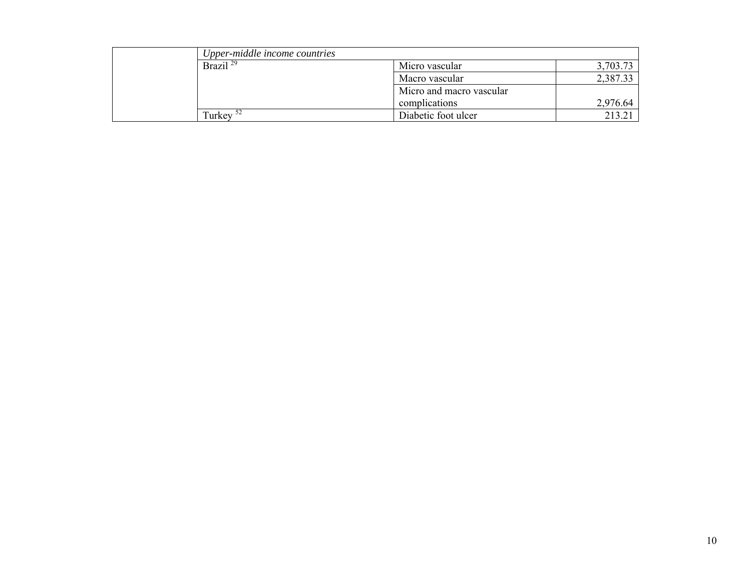| | *Upper-middle income countries* | | |
|---|---|---|---|
| | Brazil [29] | Micro vascular | 3,703.73 |
| | | Macro vascular | 2,387.33 |
| | | Micro and macro vascular complications | 2,976.64 |
| | Turkey [52] | Diabetic foot ulcer | 213.21 |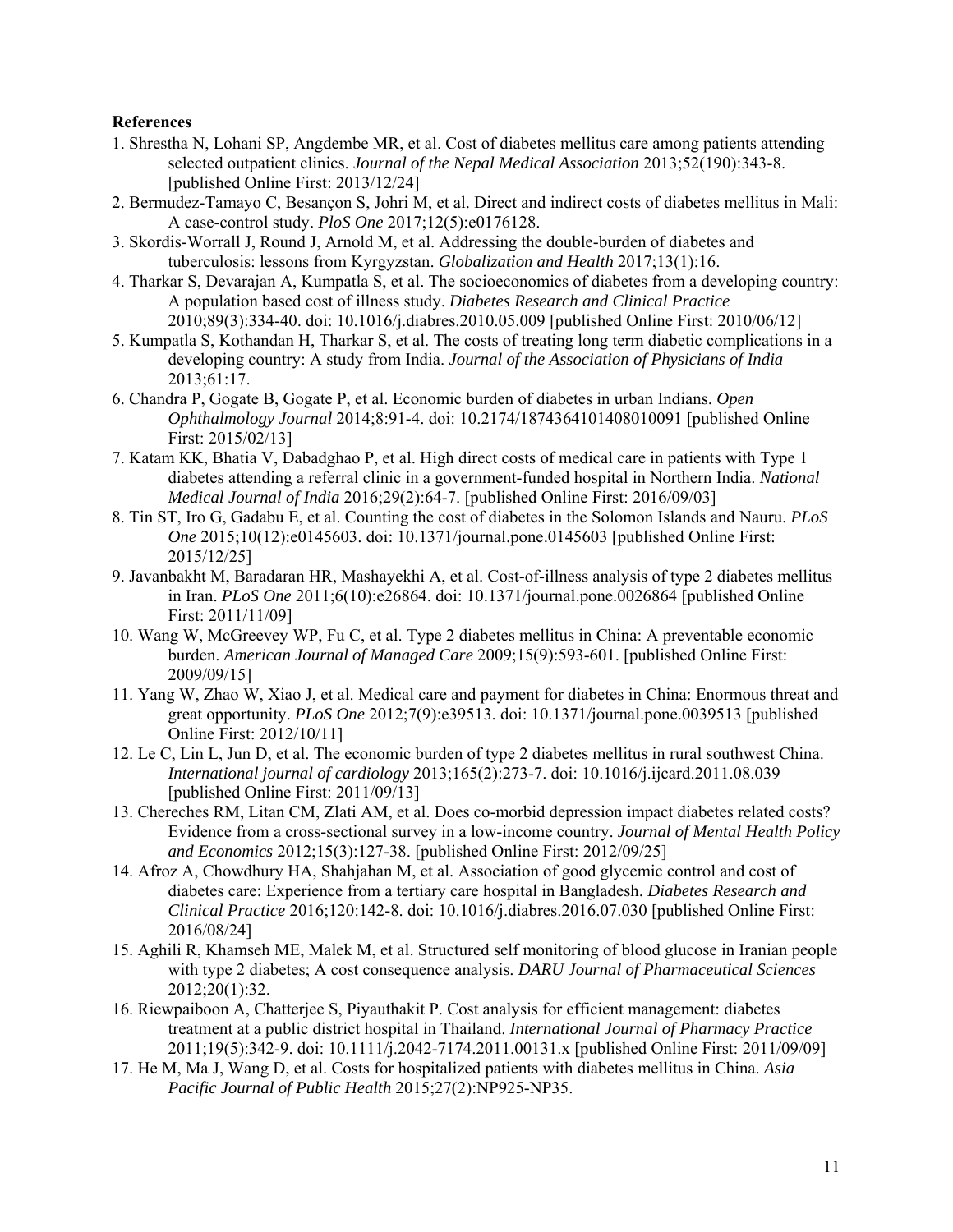**References**

1. Shrestha N, Lohani SP, Angdembe MR, et al. Cost of diabetes mellitus care among patients attending selected outpatient clinics. *Journal of the Nepal Medical Association* 2013;52(190):343-8. [published Online First: 2013/12/24]
2. Bermudez-Tamayo C, Besançon S, Johri M, et al. Direct and indirect costs of diabetes mellitus in Mali: A case-control study. *PloS One* 2017;12(5):e0176128.
3. Skordis-Worrall J, Round J, Arnold M, et al. Addressing the double-burden of diabetes and tuberculosis: lessons from Kyrgyzstan. *Globalization and Health* 2017;13(1):16.
4. Tharkar S, Devarajan A, Kumpatla S, et al. The socioeconomics of diabetes from a developing country: A population based cost of illness study. *Diabetes Research and Clinical Practice* 2010;89(3):334-40. doi: 10.1016/j.diabres.2010.05.009 [published Online First: 2010/06/12]
5. Kumpatla S, Kothandan H, Tharkar S, et al. The costs of treating long term diabetic complications in a developing country: A study from India. *Journal of the Association of Physicians of India* 2013;61:17.
6. Chandra P, Gogate B, Gogate P, et al. Economic burden of diabetes in urban Indians. *Open Ophthalmology Journal* 2014;8:91-4. doi: 10.2174/1874364101408010091 [published Online First: 2015/02/13]
7. Katam KK, Bhatia V, Dabadghao P, et al. High direct costs of medical care in patients with Type 1 diabetes attending a referral clinic in a government-funded hospital in Northern India. *National Medical Journal of India* 2016;29(2):64-7. [published Online First: 2016/09/03]
8. Tin ST, Iro G, Gadabu E, et al. Counting the cost of diabetes in the Solomon Islands and Nauru. *PLoS One* 2015;10(12):e0145603. doi: 10.1371/journal.pone.0145603 [published Online First: 2015/12/25]
9. Javanbakht M, Baradaran HR, Mashayekhi A, et al. Cost-of-illness analysis of type 2 diabetes mellitus in Iran. *PLoS One* 2011;6(10):e26864. doi: 10.1371/journal.pone.0026864 [published Online First: 2011/11/09]
10. Wang W, McGreevey WP, Fu C, et al. Type 2 diabetes mellitus in China: A preventable economic burden. *American Journal of Managed Care* 2009;15(9):593-601. [published Online First: 2009/09/15]
11. Yang W, Zhao W, Xiao J, et al. Medical care and payment for diabetes in China: Enormous threat and great opportunity. *PLoS One* 2012;7(9):e39513. doi: 10.1371/journal.pone.0039513 [published Online First: 2012/10/11]
12. Le C, Lin L, Jun D, et al. The economic burden of type 2 diabetes mellitus in rural southwest China. *International journal of cardiology* 2013;165(2):273-7. doi: 10.1016/j.ijcard.2011.08.039 [published Online First: 2011/09/13]
13. Chereches RM, Litan CM, Zlati AM, et al. Does co-morbid depression impact diabetes related costs? Evidence from a cross-sectional survey in a low-income country. *Journal of Mental Health Policy and Economics* 2012;15(3):127-38. [published Online First: 2012/09/25]
14. Afroz A, Chowdhury HA, Shahjahan M, et al. Association of good glycemic control and cost of diabetes care: Experience from a tertiary care hospital in Bangladesh. *Diabetes Research and Clinical Practice* 2016;120:142-8. doi: 10.1016/j.diabres.2016.07.030 [published Online First: 2016/08/24]
15. Aghili R, Khamseh ME, Malek M, et al. Structured self monitoring of blood glucose in Iranian people with type 2 diabetes; A cost consequence analysis. *DARU Journal of Pharmaceutical Sciences* 2012;20(1):32.
16. Riewpaiboon A, Chatterjee S, Piyauthakit P. Cost analysis for efficient management: diabetes treatment at a public district hospital in Thailand. *International Journal of Pharmacy Practice* 2011;19(5):342-9. doi: 10.1111/j.2042-7174.2011.00131.x [published Online First: 2011/09/09]
17. He M, Ma J, Wang D, et al. Costs for hospitalized patients with diabetes mellitus in China. *Asia Pacific Journal of Public Health* 2015;27(2):NP925-NP35.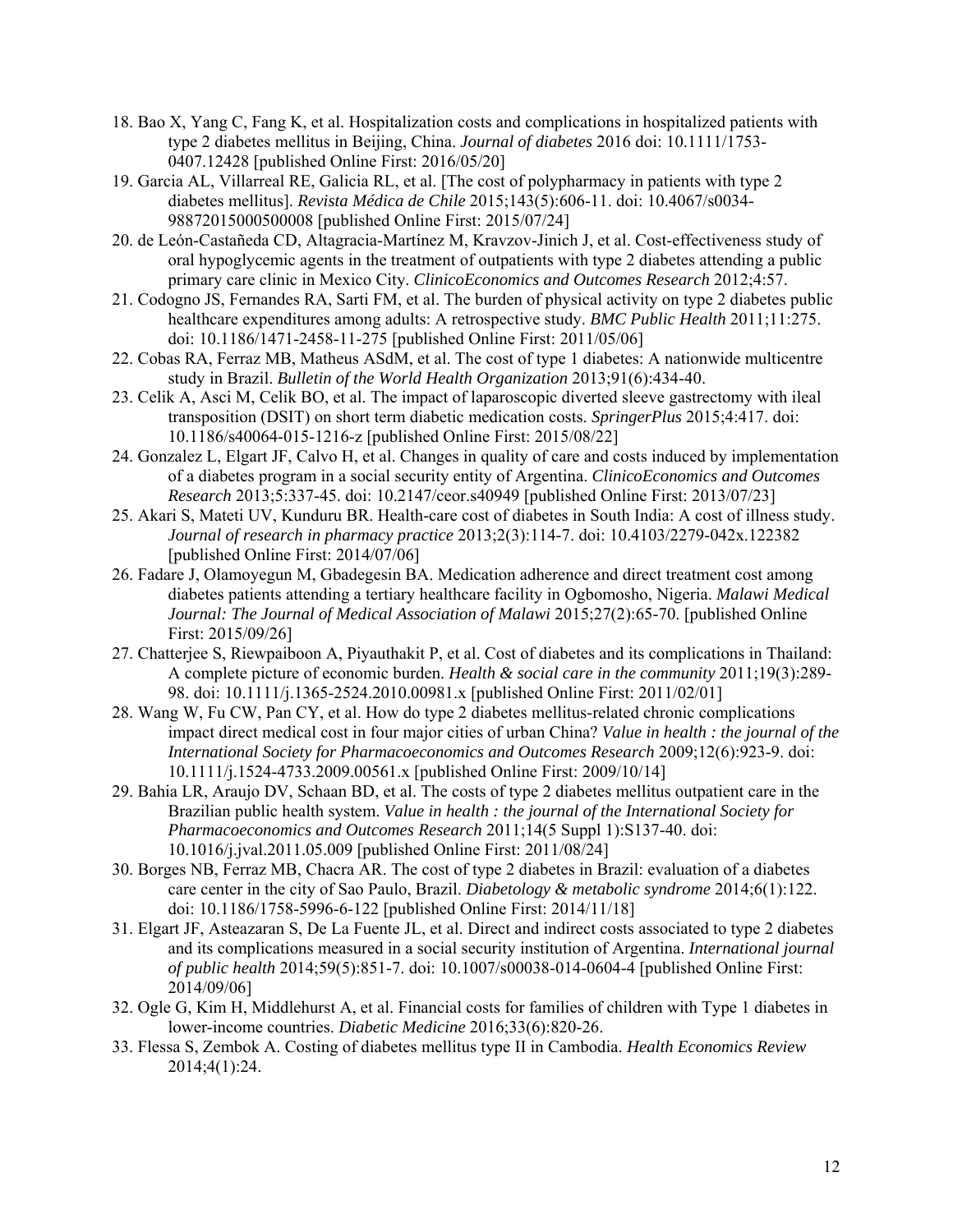18. Bao X, Yang C, Fang K, et al. Hospitalization costs and complications in hospitalized patients with type 2 diabetes mellitus in Beijing, China. *Journal of diabetes* 2016 doi: 10.1111/1753-0407.12428 [published Online First: 2016/05/20]
19. Garcia AL, Villarreal RE, Galicia RL, et al. [The cost of polypharmacy in patients with type 2 diabetes mellitus]. *Revista Médica de Chile* 2015;143(5):606-11. doi: 10.4067/s0034-98872015000500008 [published Online First: 2015/07/24]
20. de León-Castañeda CD, Altagracia-Martínez M, Kravzov-Jinich J, et al. Cost-effectiveness study of oral hypoglycemic agents in the treatment of outpatients with type 2 diabetes attending a public primary care clinic in Mexico City. *ClinicoEconomics and Outcomes Research* 2012;4:57.
21. Codogno JS, Fernandes RA, Sarti FM, et al. The burden of physical activity on type 2 diabetes public healthcare expenditures among adults: A retrospective study. *BMC Public Health* 2011;11:275. doi: 10.1186/1471-2458-11-275 [published Online First: 2011/05/06]
22. Cobas RA, Ferraz MB, Matheus ASdM, et al. The cost of type 1 diabetes: A nationwide multicentre study in Brazil. *Bulletin of the World Health Organization* 2013;91(6):434-40.
23. Celik A, Asci M, Celik BO, et al. The impact of laparoscopic diverted sleeve gastrectomy with ileal transposition (DSIT) on short term diabetic medication costs. *SpringerPlus* 2015;4:417. doi: 10.1186/s40064-015-1216-z [published Online First: 2015/08/22]
24. Gonzalez L, Elgart JF, Calvo H, et al. Changes in quality of care and costs induced by implementation of a diabetes program in a social security entity of Argentina. *ClinicoEconomics and Outcomes Research* 2013;5:337-45. doi: 10.2147/ceor.s40949 [published Online First: 2013/07/23]
25. Akari S, Mateti UV, Kunduru BR. Health-care cost of diabetes in South India: A cost of illness study. *Journal of research in pharmacy practice* 2013;2(3):114-7. doi: 10.4103/2279-042x.122382 [published Online First: 2014/07/06]
26. Fadare J, Olamoyegun M, Gbadegesin BA. Medication adherence and direct treatment cost among diabetes patients attending a tertiary healthcare facility in Ogbomosho, Nigeria. *Malawi Medical Journal: The Journal of Medical Association of Malawi* 2015;27(2):65-70. [published Online First: 2015/09/26]
27. Chatterjee S, Riewpaiboon A, Piyauthakit P, et al. Cost of diabetes and its complications in Thailand: A complete picture of economic burden. *Health & social care in the community* 2011;19(3):289-98. doi: 10.1111/j.1365-2524.2010.00981.x [published Online First: 2011/02/01]
28. Wang W, Fu CW, Pan CY, et al. How do type 2 diabetes mellitus-related chronic complications impact direct medical cost in four major cities of urban China? *Value in health : the journal of the International Society for Pharmacoeconomics and Outcomes Research* 2009;12(6):923-9. doi: 10.1111/j.1524-4733.2009.00561.x [published Online First: 2009/10/14]
29. Bahia LR, Araujo DV, Schaan BD, et al. The costs of type 2 diabetes mellitus outpatient care in the Brazilian public health system. *Value in health : the journal of the International Society for Pharmacoeconomics and Outcomes Research* 2011;14(5 Suppl 1):S137-40. doi: 10.1016/j.jval.2011.05.009 [published Online First: 2011/08/24]
30. Borges NB, Ferraz MB, Chacra AR. The cost of type 2 diabetes in Brazil: evaluation of a diabetes care center in the city of Sao Paulo, Brazil. *Diabetology & metabolic syndrome* 2014;6(1):122. doi: 10.1186/1758-5996-6-122 [published Online First: 2014/11/18]
31. Elgart JF, Asteazaran S, De La Fuente JL, et al. Direct and indirect costs associated to type 2 diabetes and its complications measured in a social security institution of Argentina. *International journal of public health* 2014;59(5):851-7. doi: 10.1007/s00038-014-0604-4 [published Online First: 2014/09/06]
32. Ogle G, Kim H, Middlehurst A, et al. Financial costs for families of children with Type 1 diabetes in lower-income countries. *Diabetic Medicine* 2016;33(6):820-26.
33. Flessa S, Zembok A. Costing of diabetes mellitus type II in Cambodia. *Health Economics Review* 2014;4(1):24.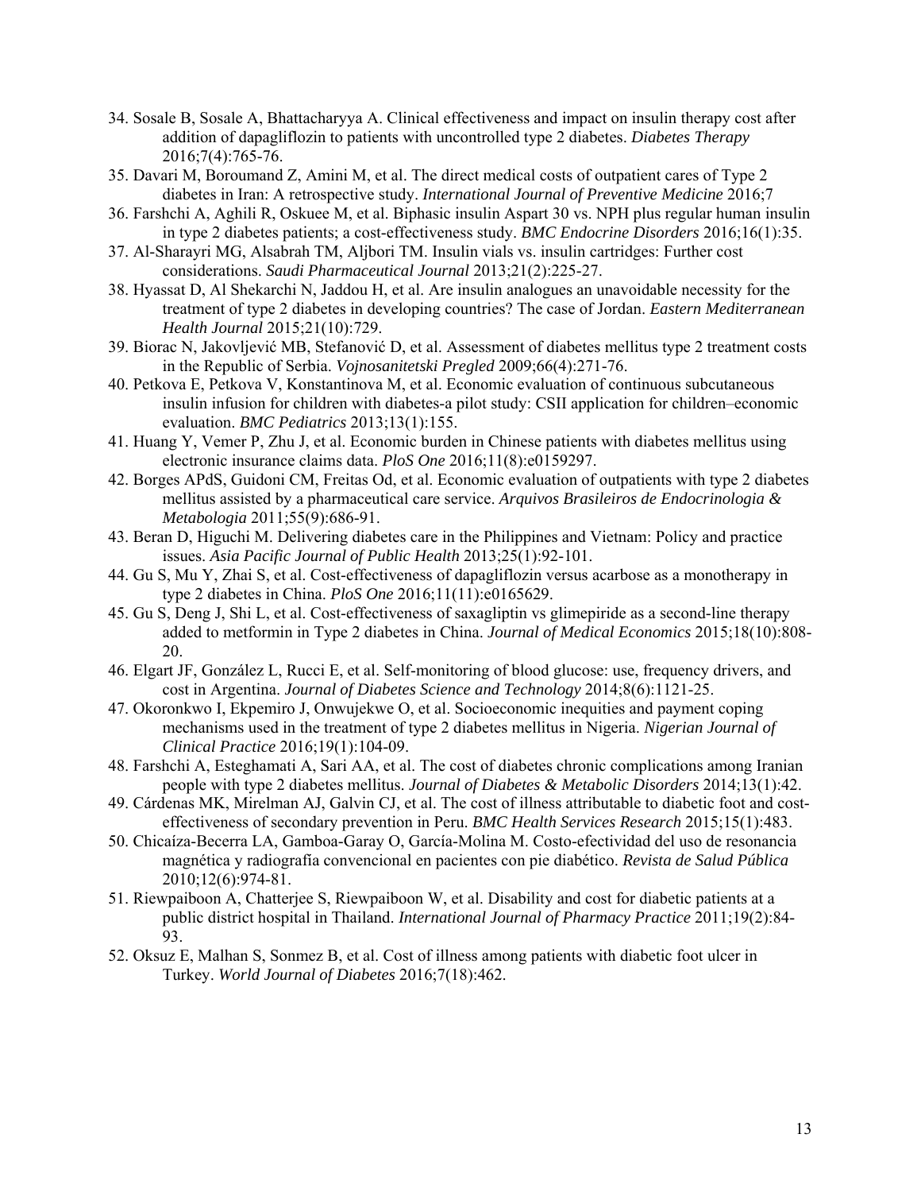34. Sosale B, Sosale A, Bhattacharyya A. Clinical effectiveness and impact on insulin therapy cost after addition of dapagliflozin to patients with uncontrolled type 2 diabetes. *Diabetes Therapy* 2016;7(4):765-76.
35. Davari M, Boroumand Z, Amini M, et al. The direct medical costs of outpatient cares of Type 2 diabetes in Iran: A retrospective study. *International Journal of Preventive Medicine* 2016;7
36. Farshchi A, Aghili R, Oskuee M, et al. Biphasic insulin Aspart 30 vs. NPH plus regular human insulin in type 2 diabetes patients; a cost-effectiveness study. *BMC Endocrine Disorders* 2016;16(1):35.
37. Al-Sharayri MG, Alsabrah TM, Aljbori TM. Insulin vials vs. insulin cartridges: Further cost considerations. *Saudi Pharmaceutical Journal* 2013;21(2):225-27.
38. Hyassat D, Al Shekarchi N, Jaddou H, et al. Are insulin analogues an unavoidable necessity for the treatment of type 2 diabetes in developing countries? The case of Jordan. *Eastern Mediterranean Health Journal* 2015;21(10):729.
39. Biorac N, Jakovljević MB, Stefanović D, et al. Assessment of diabetes mellitus type 2 treatment costs in the Republic of Serbia. *Vojnosanitetski Pregled* 2009;66(4):271-76.
40. Petkova E, Petkova V, Konstantinova M, et al. Economic evaluation of continuous subcutaneous insulin infusion for children with diabetes-a pilot study: CSII application for children–economic evaluation. *BMC Pediatrics* 2013;13(1):155.
41. Huang Y, Vemer P, Zhu J, et al. Economic burden in Chinese patients with diabetes mellitus using electronic insurance claims data. *PloS One* 2016;11(8):e0159297.
42. Borges APdS, Guidoni CM, Freitas Od, et al. Economic evaluation of outpatients with type 2 diabetes mellitus assisted by a pharmaceutical care service. *Arquivos Brasileiros de Endocrinologia & Metabologia* 2011;55(9):686-91.
43. Beran D, Higuchi M. Delivering diabetes care in the Philippines and Vietnam: Policy and practice issues. *Asia Pacific Journal of Public Health* 2013;25(1):92-101.
44. Gu S, Mu Y, Zhai S, et al. Cost-effectiveness of dapagliflozin versus acarbose as a monotherapy in type 2 diabetes in China. *PloS One* 2016;11(11):e0165629.
45. Gu S, Deng J, Shi L, et al. Cost-effectiveness of saxagliptin vs glimepiride as a second-line therapy added to metformin in Type 2 diabetes in China. *Journal of Medical Economics* 2015;18(10):808-20.
46. Elgart JF, González L, Rucci E, et al. Self-monitoring of blood glucose: use, frequency drivers, and cost in Argentina. *Journal of Diabetes Science and Technology* 2014;8(6):1121-25.
47. Okoronkwo I, Ekpemiro J, Onwujekwe O, et al. Socioeconomic inequities and payment coping mechanisms used in the treatment of type 2 diabetes mellitus in Nigeria. *Nigerian Journal of Clinical Practice* 2016;19(1):104-09.
48. Farshchi A, Esteghamati A, Sari AA, et al. The cost of diabetes chronic complications among Iranian people with type 2 diabetes mellitus. *Journal of Diabetes & Metabolic Disorders* 2014;13(1):42.
49. Cárdenas MK, Mirelman AJ, Galvin CJ, et al. The cost of illness attributable to diabetic foot and cost-effectiveness of secondary prevention in Peru. *BMC Health Services Research* 2015;15(1):483.
50. Chicaíza-Becerra LA, Gamboa-Garay O, García-Molina M. Costo-efectividad del uso de resonancia magnética y radiografía convencional en pacientes con pie diabético. *Revista de Salud Pública* 2010;12(6):974-81.
51. Riewpaiboon A, Chatterjee S, Riewpaiboon W, et al. Disability and cost for diabetic patients at a public district hospital in Thailand. *International Journal of Pharmacy Practice* 2011;19(2):84-93.
52. Oksuz E, Malhan S, Sonmez B, et al. Cost of illness among patients with diabetic foot ulcer in Turkey. *World Journal of Diabetes* 2016;7(18):462.